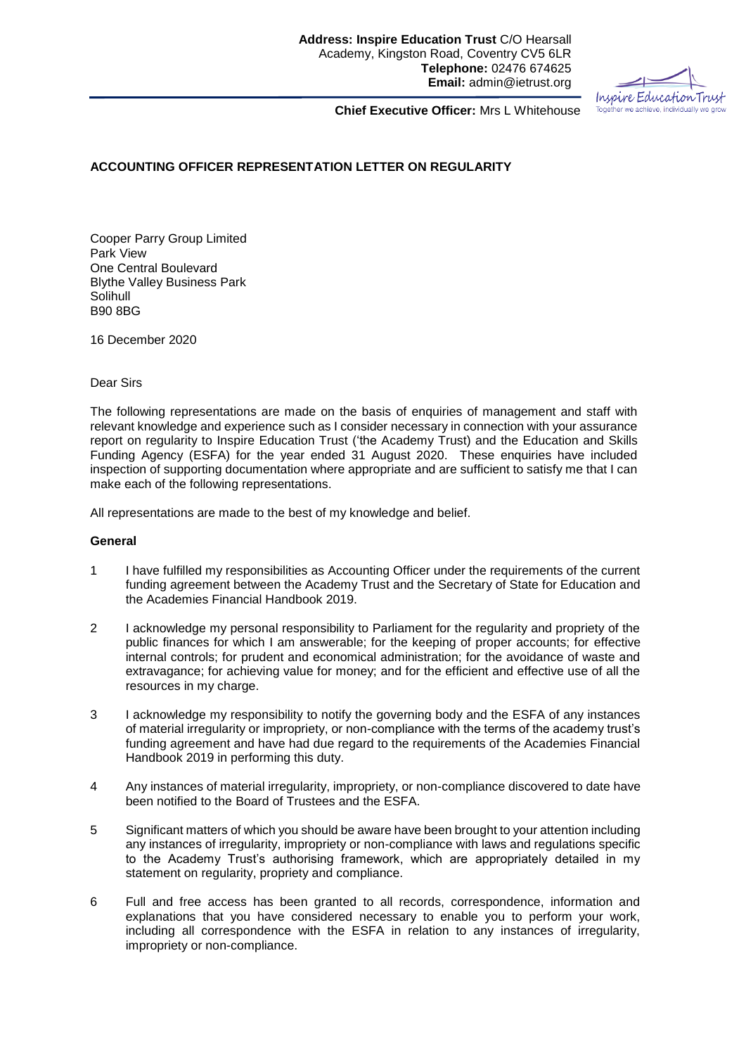**Address: Inspire Education Trust** C/O Hearsall Academy, Kingston Road, Coventry CV5 6LR
**Telephone:** 02476 674625
**Email:** admin@ietrust.org

**Chief Executive Officer:** Mrs L Whitehouse

**ACCOUNTING OFFICER REPRESENTATION LETTER ON REGULARITY**

Cooper Parry Group Limited
Park View
One Central Boulevard
Blythe Valley Business Park
Solihull
B90 8BG

16 December 2020

Dear Sirs

The following representations are made on the basis of enquiries of management and staff with relevant knowledge and experience such as I consider necessary in connection with your assurance report on regularity to Inspire Education Trust ('the Academy Trust) and the Education and Skills Funding Agency (ESFA) for the year ended 31 August 2020. These enquiries have included inspection of supporting documentation where appropriate and are sufficient to satisfy me that I can make each of the following representations.

All representations are made to the best of my knowledge and belief.

**General**

1. I have fulfilled my responsibilities as Accounting Officer under the requirements of the current funding agreement between the Academy Trust and the Secretary of State for Education and the Academies Financial Handbook 2019.

2. I acknowledge my personal responsibility to Parliament for the regularity and propriety of the public finances for which I am answerable; for the keeping of proper accounts; for effective internal controls; for prudent and economical administration; for the avoidance of waste and extravagance; for achieving value for money; and for the efficient and effective use of all the resources in my charge.

3. I acknowledge my responsibility to notify the governing body and the ESFA of any instances of material irregularity or impropriety, or non-compliance with the terms of the academy trust's funding agreement and have had due regard to the requirements of the Academies Financial Handbook 2019 in performing this duty.

4. Any instances of material irregularity, impropriety, or non-compliance discovered to date have been notified to the Board of Trustees and the ESFA.

5. Significant matters of which you should be aware have been brought to your attention including any instances of irregularity, impropriety or non-compliance with laws and regulations specific to the Academy Trust's authorising framework, which are appropriately detailed in my statement on regularity, propriety and compliance.

6. Full and free access has been granted to all records, correspondence, information and explanations that you have considered necessary to enable you to perform your work, including all correspondence with the ESFA in relation to any instances of irregularity, impropriety or non-compliance.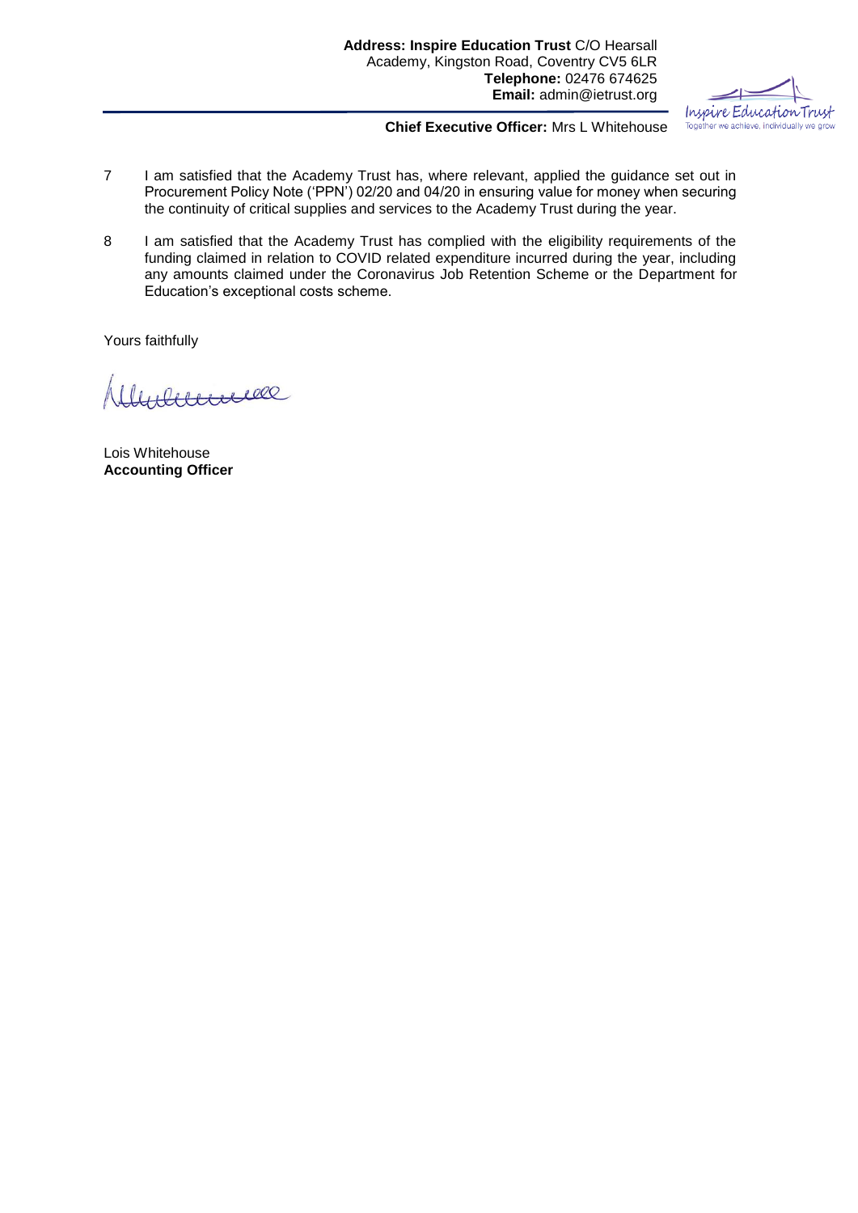**Address: Inspire Education Trust** C/O Hearsall Academy, Kingston Road, Coventry CV5 6LR
**Telephone:** 02476 674625
**Email:** admin@ietrust.org

**Chief Executive Officer:** Mrs L Whitehouse

7 I am satisfied that the Academy Trust has, where relevant, applied the guidance set out in Procurement Policy Note ('PPN') 02/20 and 04/20 in ensuring value for money when securing the continuity of critical supplies and services to the Academy Trust during the year.

8 I am satisfied that the Academy Trust has complied with the eligibility requirements of the funding claimed in relation to COVID related expenditure incurred during the year, including any amounts claimed under the Coronavirus Job Retention Scheme or the Department for Education's exceptional costs scheme.

Yours faithfully

Lois Whitehouse
**Accounting Officer**